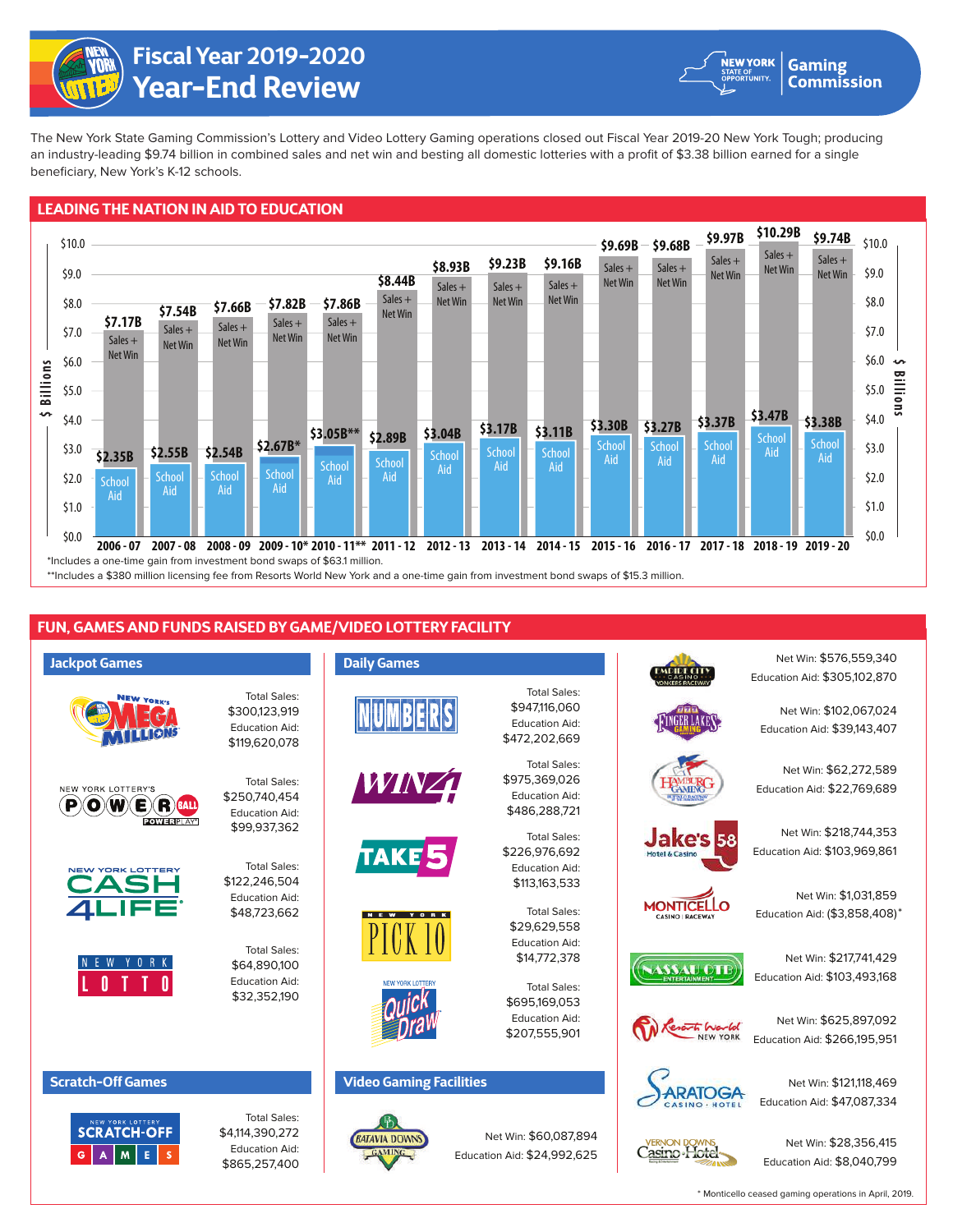# Fiscal Year 2019-2020 Year-End Review

New York State Gaming Commission

The New York State Gaming Commission's Lottery and Video Lottery Gaming operations closed out Fiscal Year 2019-20 New York Tough; producing an industry-leading $9.74 billion in combined sales and net win and besting all domestic lotteries with a profit of $3.38 billion earned for a single beneficiary, New York's K-12 schools.

## LEADING THE NATION IN AID TO EDUCATION

| Fiscal Year | Sales + Net Win | School Aid |
|---|---|---|
| 2006 - 07 | $7.17B | $2.35B |
| 2007 - 08 | $7.54B | $2.55B |
| 2008 - 09 | $7.66B | $2.54B |
| 2009 - 10* | $7.82B | $2.67B* |
| 2010 - 11** | $7.86B | $3.05B** |
| 2011 - 12 | $8.44B | $2.89B |
| 2012 - 13 | $8.93B | $3.04B |
| 2013 - 14 | $9.23B | $3.17B |
| 2014 - 15 | $9.16B | $3.11B |
| 2015 - 16 | $9.69B | $3.30B |
| 2016 - 17 | $9.68B | $3.27B |
| 2017 - 18 | $9.97B | $3.37B |
| 2018 - 19 | $10.29B | $3.47B |
| 2019 - 20 | $9.74B | $3.38B |

*Includes a one-time gain from investment bond swaps of $63.1 million.

**Includes a $380 million licensing fee from Resorts World New York and a one-time gain from investment bond swaps of $15.3 million.

## FUN, GAMES AND FUNDS RAISED BY GAME/VIDEO LOTTERY FACILITY

### Jackpot Games

| Game | Total Sales | Education Aid |
|---|---|---|
| Mega Millions | $300,123,919 | $119,620,078 |
| Powerball | $250,740,454 | $99,937,362 |
| Cash 4 Life | $122,246,504 | $48,723,662 |
| New York Lotto | $64,890,100 | $32,352,190 |

### Scratch-Off Games

| Game | Total Sales | Education Aid |
|---|---|---|
| Scratch-Off Games | $4,114,390,272 | $865,257,400 |

### Daily Games

| Game | Total Sales | Education Aid |
|---|---|---|
| Numbers | $947,116,060 | $472,202,669 |
| Win 4 | $975,369,026 | $486,288,721 |
| Take 5 | $226,976,692 | $113,163,533 |
| Pick 10 | $29,629,558 | $14,772,378 |
| Quick Draw | $695,169,053 | $207,555,901 |

### Video Gaming Facilities

| Facility | Net Win | Education Aid |
|---|---|---|
| Batavia Downs Gaming | $60,087,894 | $24,992,625 |
| Empire City Casino Yonkers Raceway | $576,559,340 | $305,102,870 |
| Finger Lakes Gaming | $102,067,024 | $39,143,407 |
| Hamburg Gaming | $62,272,589 | $22,769,689 |
| Jake's 58 Hotel & Casino | $218,744,353 | $103,969,861 |
| Monticello Casino Raceway | $1,031,859 | ($3,858,408)* |
| Nassau OTB Entertainment | $217,741,429 | $103,493,168 |
| Resorts World New York | $625,897,092 | $266,195,951 |
| Saratoga Casino Hotel | $121,118,469 | $47,087,334 |
| Vernon Downs Casino Hotel | $28,356,415 | $8,040,799 |

* Monticello ceased gaming operations in April, 2019.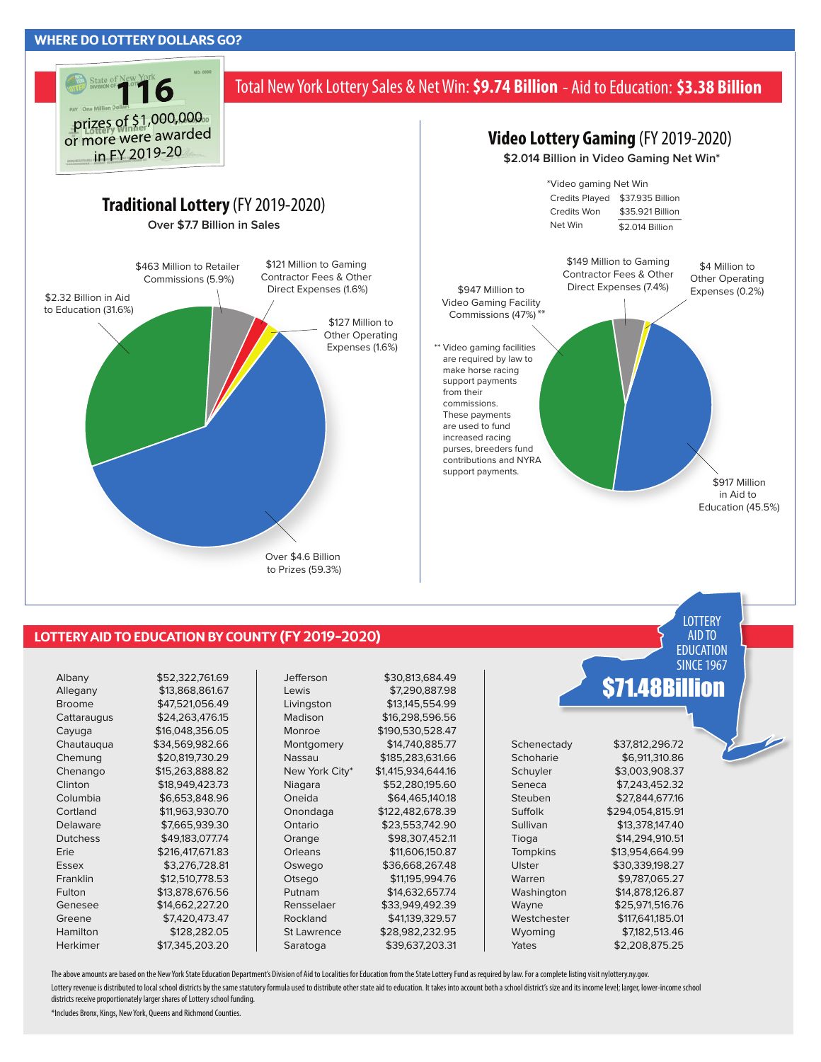## WHERE DO LOTTERY DOLLARS GO?

116 prizes of $1,000,000 or more were awarded in FY 2019-20

**Total New York Lottery Sales & Net Win: $9.74 Billion - Aid to Education: $3.38 Billion**

### Traditional Lottery (FY 2019-2020)

**Over $7.7 Billion in Sales**

$463 Million to Retailer Commissions (5.9%)

$121 Million to Gaming Contractor Fees & Other Direct Expenses (1.6%)

$127 Million to Other Operating Expenses (1.6%)

$2.32 Billion in Aid to Education (31.6%)

Over $4.6 Billion to Prizes (59.3%)

### Video Lottery Gaming (FY 2019-2020)

**$2.014 Billion in Video Gaming Net Win***

*Video gaming Net Win

| | |
|---|---|
| Credits Played | $37.935 Billion |
| Credits Won | $35.921 Billion |
| Net Win | $2.014 Billion |

$149 Million to Gaming Contractor Fees & Other Direct Expenses (7.4%)

$4 Million to Other Operating Expenses (0.2%)

$947 Million to Video Gaming Facility Commissions (47%)**

** Video gaming facilities are required by law to make horse racing support payments from their commissions. These payments are used to fund increased racing purses, breeders fund contributions and NYRA support payments.

$917 Million in Aid to Education (45.5%)

## LOTTERY AID TO EDUCATION BY COUNTY (FY 2019-2020)

LOTTERY AID TO EDUCATION SINCE 1967

**$71.48Billion**

| | |
|---|---|
| Albany | $52,322,761.69 |
| Allegany | $13,868,861.67 |
| Broome | $47,521,056.49 |
| Cattaraugus | $24,263,476.15 |
| Cayuga | $16,048,356.05 |
| Chautauqua | $34,569,982.66 |
| Chemung | $20,819,730.29 |
| Chenango | $15,263,888.82 |
| Clinton | $18,949,423.73 |
| Columbia | $6,653,848.96 |
| Cortland | $11,963,930.70 |
| Delaware | $7,665,939.30 |
| Dutchess | $49,183,077.74 |
| Erie | $216,417,671.83 |
| Essex | $3,276,728.81 |
| Franklin | $12,510,778.53 |
| Fulton | $13,878,676.56 |
| Genesee | $14,662,227.20 |
| Greene | $7,420,473.47 |
| Hamilton | $128,282.05 |
| Herkimer | $17,345,203.20 |
| Jefferson | $30,813,684.49 |
| Lewis | $7,290,887.98 |
| Livingston | $13,145,554.99 |
| Madison | $16,298,596.56 |
| Monroe | $190,530,528.47 |
| Montgomery | $14,740,885.77 |
| Nassau | $185,283,631.66 |
| New York City* | $1,415,934,644.16 |
| Niagara | $52,280,195.60 |
| Oneida | $64,465,140.18 |
| Onondaga | $122,482,678.39 |
| Ontario | $23,553,742.90 |
| Orange | $98,307,452.11 |
| Orleans | $11,606,150.87 |
| Oswego | $36,668,267.48 |
| Otsego | $11,195,994.76 |
| Putnam | $14,632,657.74 |
| Rensselaer | $33,949,492.39 |
| Rockland | $41,139,329.57 |
| St Lawrence | $28,982,232.95 |
| Saratoga | $39,637,203.31 |
| Schenectady | $37,812,296.72 |
| Schoharie | $6,911,310.86 |
| Schuyler | $3,003,908.37 |
| Seneca | $7,243,452.32 |
| Steuben | $27,844,677.16 |
| Suffolk | $294,054,815.91 |
| Sullivan | $13,378,147.40 |
| Tioga | $14,294,910.51 |
| Tompkins | $13,954,664.99 |
| Ulster | $30,339,198.27 |
| Warren | $9,787,065.27 |
| Washington | $14,878,126.87 |
| Wayne | $25,971,516.76 |
| Westchester | $117,641,185.01 |
| Wyoming | $7,182,513.46 |
| Yates | $2,208,875.25 |

The above amounts are based on the New York State Education Department's Division of Aid to Localities for Education from the State Lottery Fund as required by law. For a complete listing visit nylottery.ny.gov.

Lottery revenue is distributed to local school districts by the same statutory formula used to distribute other state aid to education. It takes into account both a school district's size and its income level; larger, lower-income school districts receive proportionately larger shares of Lottery school funding.

*Includes Bronx, Kings, New York, Queens and Richmond Counties.